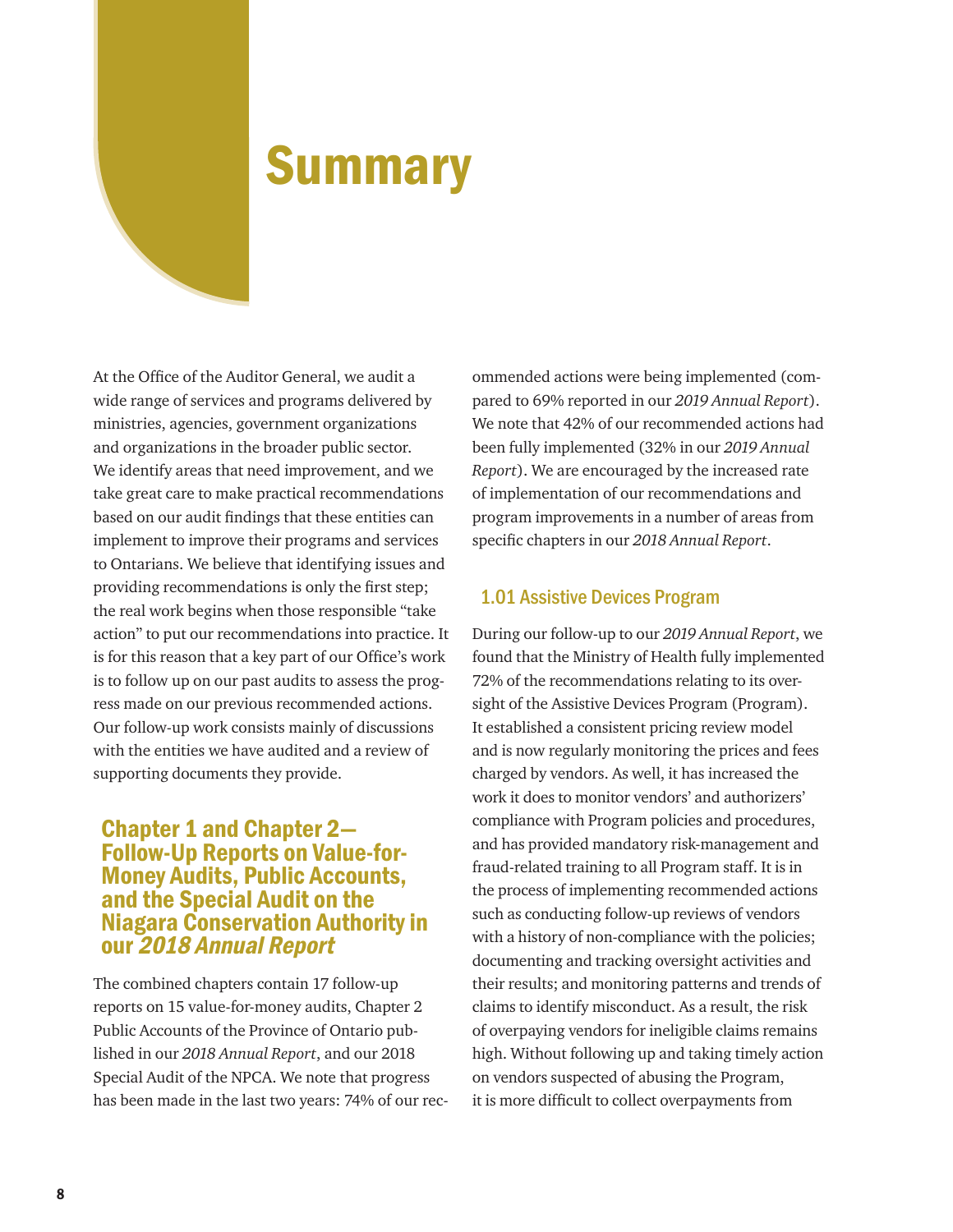# Summary

At the Office of the Auditor General, we audit a wide range of services and programs delivered by ministries, agencies, government organizations and organizations in the broader public sector. We identify areas that need improvement, and we take great care to make practical recommendations based on our audit findings that these entities can implement to improve their programs and services to Ontarians. We believe that identifying issues and providing recommendations is only the first step; the real work begins when those responsible "take action" to put our recommendations into practice. It is for this reason that a key part of our Office's work is to follow up on our past audits to assess the progress made on our previous recommended actions. Our follow-up work consists mainly of discussions with the entities we have audited and a review of supporting documents they provide.

## Chapter 1 and Chapter 2—Follow-Up Reports on Value-for-Money Audits, Public Accounts, and the Special Audit on the Niagara Conservation Authority in our *2018 Annual Report*

The combined chapters contain 17 follow-up reports on 15 value-for-money audits, Chapter 2 Public Accounts of the Province of Ontario published in our *2018 Annual Report*, and our 2018 Special Audit of the NPCA. We note that progress has been made in the last two years: 74% of our recommended actions were being implemented (compared to 69% reported in our *2019 Annual Report*). We note that 42% of our recommended actions had been fully implemented (32% in our *2019 Annual Report*). We are encouraged by the increased rate of implementation of our recommendations and program improvements in a number of areas from specific chapters in our *2018 Annual Report*.

### 1.01 Assistive Devices Program

During our follow-up to our *2019 Annual Report*, we found that the Ministry of Health fully implemented 72% of the recommendations relating to its oversight of the Assistive Devices Program (Program). It established a consistent pricing review model and is now regularly monitoring the prices and fees charged by vendors. As well, it has increased the work it does to monitor vendors' and authorizers' compliance with Program policies and procedures, and has provided mandatory risk-management and fraud-related training to all Program staff. It is in the process of implementing recommended actions such as conducting follow-up reviews of vendors with a history of non-compliance with the policies; documenting and tracking oversight activities and their results; and monitoring patterns and trends of claims to identify misconduct. As a result, the risk of overpaying vendors for ineligible claims remains high. Without following up and taking timely action on vendors suspected of abusing the Program, it is more difficult to collect overpayments from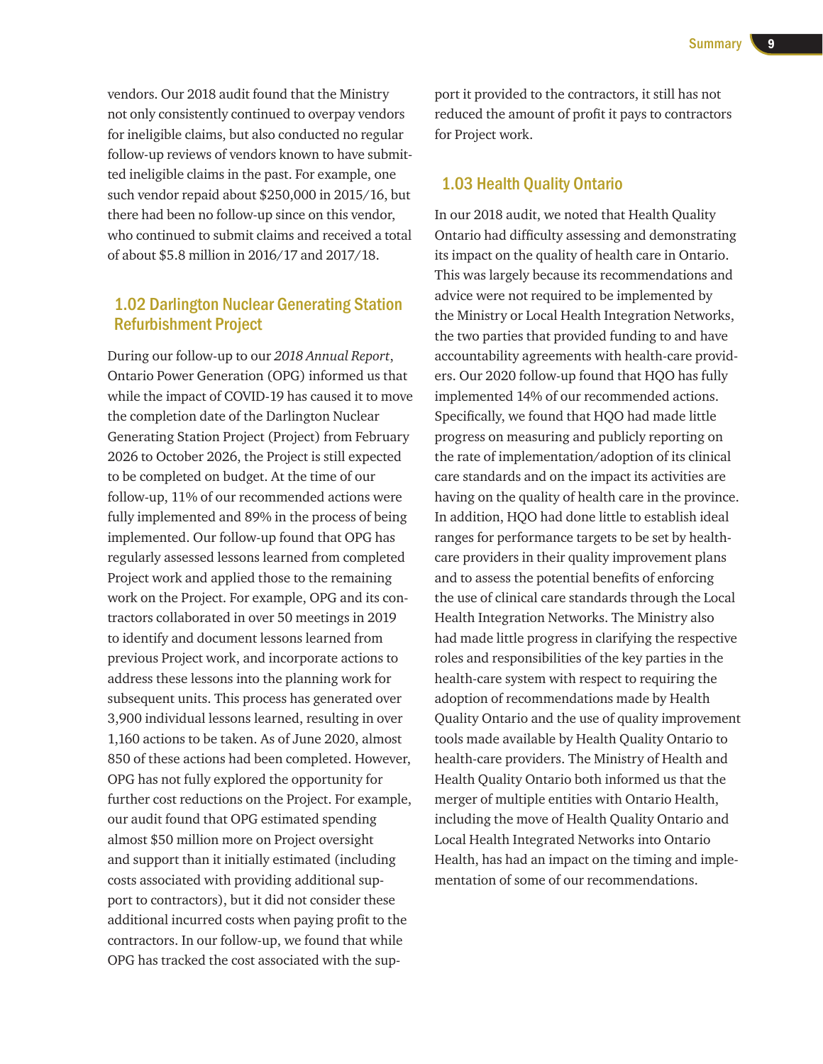vendors. Our 2018 audit found that the Ministry not only consistently continued to overpay vendors for ineligible claims, but also conducted no regular follow-up reviews of vendors known to have submitted ineligible claims in the past. For example, one such vendor repaid about $250,000 in 2015/16, but there had been no follow-up since on this vendor, who continued to submit claims and received a total of about $5.8 million in 2016/17 and 2017/18.

## 1.02 Darlington Nuclear Generating Station Refurbishment Project

During our follow-up to our *2018 Annual Report*, Ontario Power Generation (OPG) informed us that while the impact of COVID-19 has caused it to move the completion date of the Darlington Nuclear Generating Station Project (Project) from February 2026 to October 2026, the Project is still expected to be completed on budget. At the time of our follow-up, 11% of our recommended actions were fully implemented and 89% in the process of being implemented. Our follow-up found that OPG has regularly assessed lessons learned from completed Project work and applied those to the remaining work on the Project. For example, OPG and its contractors collaborated in over 50 meetings in 2019 to identify and document lessons learned from previous Project work, and incorporate actions to address these lessons into the planning work for subsequent units. This process has generated over 3,900 individual lessons learned, resulting in over 1,160 actions to be taken. As of June 2020, almost 850 of these actions had been completed. However, OPG has not fully explored the opportunity for further cost reductions on the Project. For example, our audit found that OPG estimated spending almost $50 million more on Project oversight and support than it initially estimated (including costs associated with providing additional support to contractors), but it did not consider these additional incurred costs when paying profit to the contractors. In our follow-up, we found that while OPG has tracked the cost associated with the support it provided to the contractors, it still has not reduced the amount of profit it pays to contractors for Project work.

## 1.03 Health Quality Ontario

In our 2018 audit, we noted that Health Quality Ontario had difficulty assessing and demonstrating its impact on the quality of health care in Ontario. This was largely because its recommendations and advice were not required to be implemented by the Ministry or Local Health Integration Networks, the two parties that provided funding to and have accountability agreements with health-care providers. Our 2020 follow-up found that HQO has fully implemented 14% of our recommended actions. Specifically, we found that HQO had made little progress on measuring and publicly reporting on the rate of implementation/adoption of its clinical care standards and on the impact its activities are having on the quality of health care in the province. In addition, HQO had done little to establish ideal ranges for performance targets to be set by health-care providers in their quality improvement plans and to assess the potential benefits of enforcing the use of clinical care standards through the Local Health Integration Networks. The Ministry also had made little progress in clarifying the respective roles and responsibilities of the key parties in the health-care system with respect to requiring the adoption of recommendations made by Health Quality Ontario and the use of quality improvement tools made available by Health Quality Ontario to health-care providers. The Ministry of Health and Health Quality Ontario both informed us that the merger of multiple entities with Ontario Health, including the move of Health Quality Ontario and Local Health Integrated Networks into Ontario Health, has had an impact on the timing and implementation of some of our recommendations.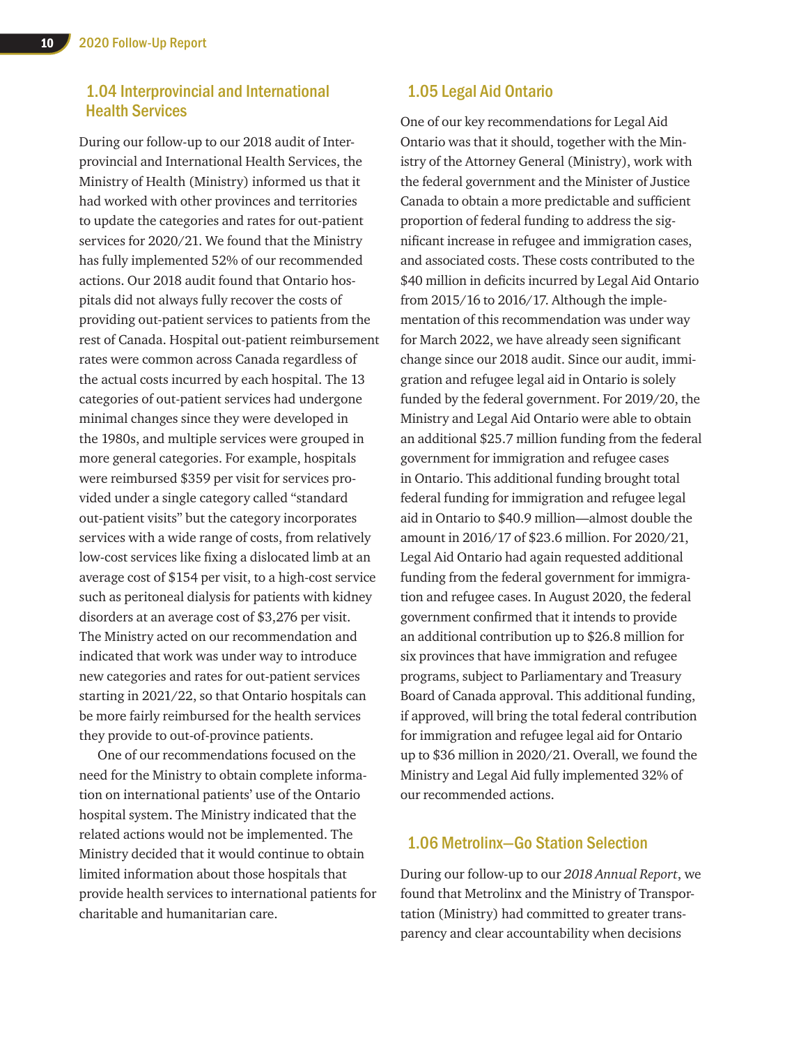## 1.04 Interprovincial and International Health Services

During our follow-up to our 2018 audit of Interprovincial and International Health Services, the Ministry of Health (Ministry) informed us that it had worked with other provinces and territories to update the categories and rates for out-patient services for 2020/21. We found that the Ministry has fully implemented 52% of our recommended actions. Our 2018 audit found that Ontario hospitals did not always fully recover the costs of providing out-patient services to patients from the rest of Canada. Hospital out-patient reimbursement rates were common across Canada regardless of the actual costs incurred by each hospital. The 13 categories of out-patient services had undergone minimal changes since they were developed in the 1980s, and multiple services were grouped in more general categories. For example, hospitals were reimbursed $359 per visit for services provided under a single category called "standard out-patient visits" but the category incorporates services with a wide range of costs, from relatively low-cost services like fixing a dislocated limb at an average cost of $154 per visit, to a high-cost service such as peritoneal dialysis for patients with kidney disorders at an average cost of $3,276 per visit. The Ministry acted on our recommendation and indicated that work was under way to introduce new categories and rates for out-patient services starting in 2021/22, so that Ontario hospitals can be more fairly reimbursed for the health services they provide to out-of-province patients.

One of our recommendations focused on the need for the Ministry to obtain complete information on international patients' use of the Ontario hospital system. The Ministry indicated that the related actions would not be implemented. The Ministry decided that it would continue to obtain limited information about those hospitals that provide health services to international patients for charitable and humanitarian care.

## 1.05 Legal Aid Ontario

One of our key recommendations for Legal Aid Ontario was that it should, together with the Ministry of the Attorney General (Ministry), work with the federal government and the Minister of Justice Canada to obtain a more predictable and sufficient proportion of federal funding to address the significant increase in refugee and immigration cases, and associated costs. These costs contributed to the $40 million in deficits incurred by Legal Aid Ontario from 2015/16 to 2016/17. Although the implementation of this recommendation was under way for March 2022, we have already seen significant change since our 2018 audit. Since our audit, immigration and refugee legal aid in Ontario is solely funded by the federal government. For 2019/20, the Ministry and Legal Aid Ontario were able to obtain an additional $25.7 million funding from the federal government for immigration and refugee cases in Ontario. This additional funding brought total federal funding for immigration and refugee legal aid in Ontario to $40.9 million—almost double the amount in 2016/17 of $23.6 million. For 2020/21, Legal Aid Ontario had again requested additional funding from the federal government for immigration and refugee cases. In August 2020, the federal government confirmed that it intends to provide an additional contribution up to $26.8 million for six provinces that have immigration and refugee programs, subject to Parliamentary and Treasury Board of Canada approval. This additional funding, if approved, will bring the total federal contribution for immigration and refugee legal aid for Ontario up to $36 million in 2020/21. Overall, we found the Ministry and Legal Aid fully implemented 32% of our recommended actions.

## 1.06 Metrolinx—Go Station Selection

During our follow-up to our *2018 Annual Report*, we found that Metrolinx and the Ministry of Transportation (Ministry) had committed to greater transparency and clear accountability when decisions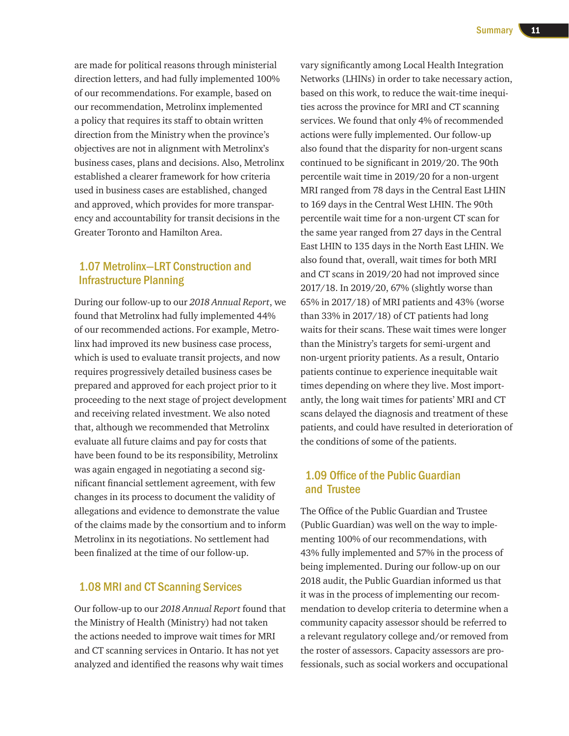are made for political reasons through ministerial direction letters, and had fully implemented 100% of our recommendations. For example, based on our recommendation, Metrolinx implemented a policy that requires its staff to obtain written direction from the Ministry when the province's objectives are not in alignment with Metrolinx's business cases, plans and decisions. Also, Metrolinx established a clearer framework for how criteria used in business cases are established, changed and approved, which provides for more transparency and accountability for transit decisions in the Greater Toronto and Hamilton Area.

## 1.07 Metrolinx—LRT Construction and Infrastructure Planning

During our follow-up to our *2018 Annual Report*, we found that Metrolinx had fully implemented 44% of our recommended actions. For example, Metrolinx had improved its new business case process, which is used to evaluate transit projects, and now requires progressively detailed business cases be prepared and approved for each project prior to it proceeding to the next stage of project development and receiving related investment. We also noted that, although we recommended that Metrolinx evaluate all future claims and pay for costs that have been found to be its responsibility, Metrolinx was again engaged in negotiating a second significant financial settlement agreement, with few changes in its process to document the validity of allegations and evidence to demonstrate the value of the claims made by the consortium and to inform Metrolinx in its negotiations. No settlement had been finalized at the time of our follow-up.

## 1.08 MRI and CT Scanning Services

Our follow-up to our *2018 Annual Report* found that the Ministry of Health (Ministry) had not taken the actions needed to improve wait times for MRI and CT scanning services in Ontario. It has not yet analyzed and identified the reasons why wait times vary significantly among Local Health Integration Networks (LHINs) in order to take necessary action, based on this work, to reduce the wait-time inequities across the province for MRI and CT scanning services. We found that only 4% of recommended actions were fully implemented. Our follow-up also found that the disparity for non-urgent scans continued to be significant in 2019/20. The 90th percentile wait time in 2019/20 for a non-urgent MRI ranged from 78 days in the Central East LHIN to 169 days in the Central West LHIN. The 90th percentile wait time for a non-urgent CT scan for the same year ranged from 27 days in the Central East LHIN to 135 days in the North East LHIN. We also found that, overall, wait times for both MRI and CT scans in 2019/20 had not improved since 2017/18. In 2019/20, 67% (slightly worse than 65% in 2017/18) of MRI patients and 43% (worse than 33% in 2017/18) of CT patients had long waits for their scans. These wait times were longer than the Ministry's targets for semi-urgent and non-urgent priority patients. As a result, Ontario patients continue to experience inequitable wait times depending on where they live. Most importantly, the long wait times for patients' MRI and CT scans delayed the diagnosis and treatment of these patients, and could have resulted in deterioration of the conditions of some of the patients.

## 1.09 Office of the Public Guardian and Trustee

The Office of the Public Guardian and Trustee (Public Guardian) was well on the way to implementing 100% of our recommendations, with 43% fully implemented and 57% in the process of being implemented. During our follow-up on our 2018 audit, the Public Guardian informed us that it was in the process of implementing our recommendation to develop criteria to determine when a community capacity assessor should be referred to a relevant regulatory college and/or removed from the roster of assessors. Capacity assessors are professionals, such as social workers and occupational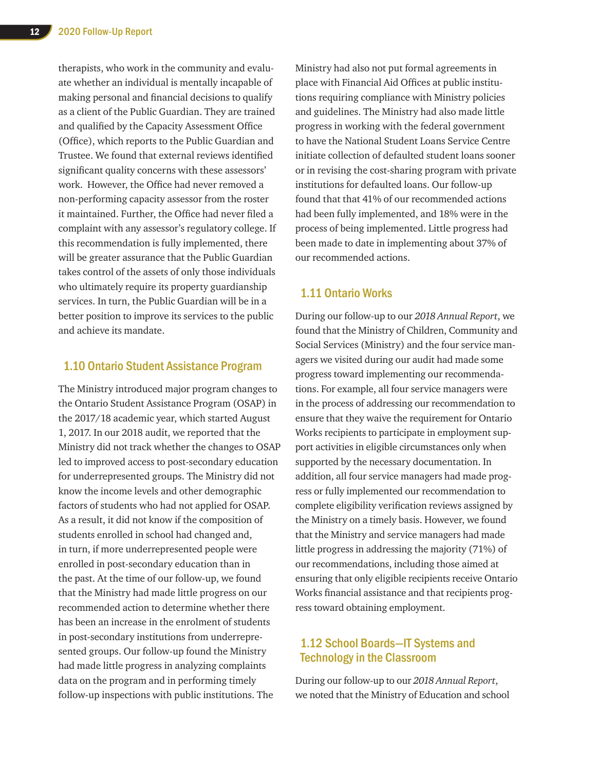therapists, who work in the community and evaluate whether an individual is mentally incapable of making personal and financial decisions to qualify as a client of the Public Guardian. They are trained and qualified by the Capacity Assessment Office (Office), which reports to the Public Guardian and Trustee. We found that external reviews identified significant quality concerns with these assessors' work. However, the Office had never removed a non-performing capacity assessor from the roster it maintained. Further, the Office had never filed a complaint with any assessor's regulatory college. If this recommendation is fully implemented, there will be greater assurance that the Public Guardian takes control of the assets of only those individuals who ultimately require its property guardianship services. In turn, the Public Guardian will be in a better position to improve its services to the public and achieve its mandate.

## 1.10 Ontario Student Assistance Program

The Ministry introduced major program changes to the Ontario Student Assistance Program (OSAP) in the 2017/18 academic year, which started August 1, 2017. In our 2018 audit, we reported that the Ministry did not track whether the changes to OSAP led to improved access to post-secondary education for underrepresented groups. The Ministry did not know the income levels and other demographic factors of students who had not applied for OSAP. As a result, it did not know if the composition of students enrolled in school had changed and, in turn, if more underrepresented people were enrolled in post-secondary education than in the past. At the time of our follow-up, we found that the Ministry had made little progress on our recommended action to determine whether there has been an increase in the enrolment of students in post-secondary institutions from underrepresented groups. Our follow-up found the Ministry had made little progress in analyzing complaints data on the program and in performing timely follow-up inspections with public institutions. The Ministry had also not put formal agreements in place with Financial Aid Offices at public institutions requiring compliance with Ministry policies and guidelines. The Ministry had also made little progress in working with the federal government to have the National Student Loans Service Centre initiate collection of defaulted student loans sooner or in revising the cost-sharing program with private institutions for defaulted loans. Our follow-up found that that 41% of our recommended actions had been fully implemented, and 18% were in the process of being implemented. Little progress had been made to date in implementing about 37% of our recommended actions.

## 1.11 Ontario Works

During our follow-up to our *2018 Annual Report*, we found that the Ministry of Children, Community and Social Services (Ministry) and the four service managers we visited during our audit had made some progress toward implementing our recommendations. For example, all four service managers were in the process of addressing our recommendation to ensure that they waive the requirement for Ontario Works recipients to participate in employment support activities in eligible circumstances only when supported by the necessary documentation. In addition, all four service managers had made progress or fully implemented our recommendation to complete eligibility verification reviews assigned by the Ministry on a timely basis. However, we found that the Ministry and service managers had made little progress in addressing the majority (71%) of our recommendations, including those aimed at ensuring that only eligible recipients receive Ontario Works financial assistance and that recipients progress toward obtaining employment.

## 1.12 School Boards—IT Systems and Technology in the Classroom

During our follow-up to our *2018 Annual Report*, we noted that the Ministry of Education and school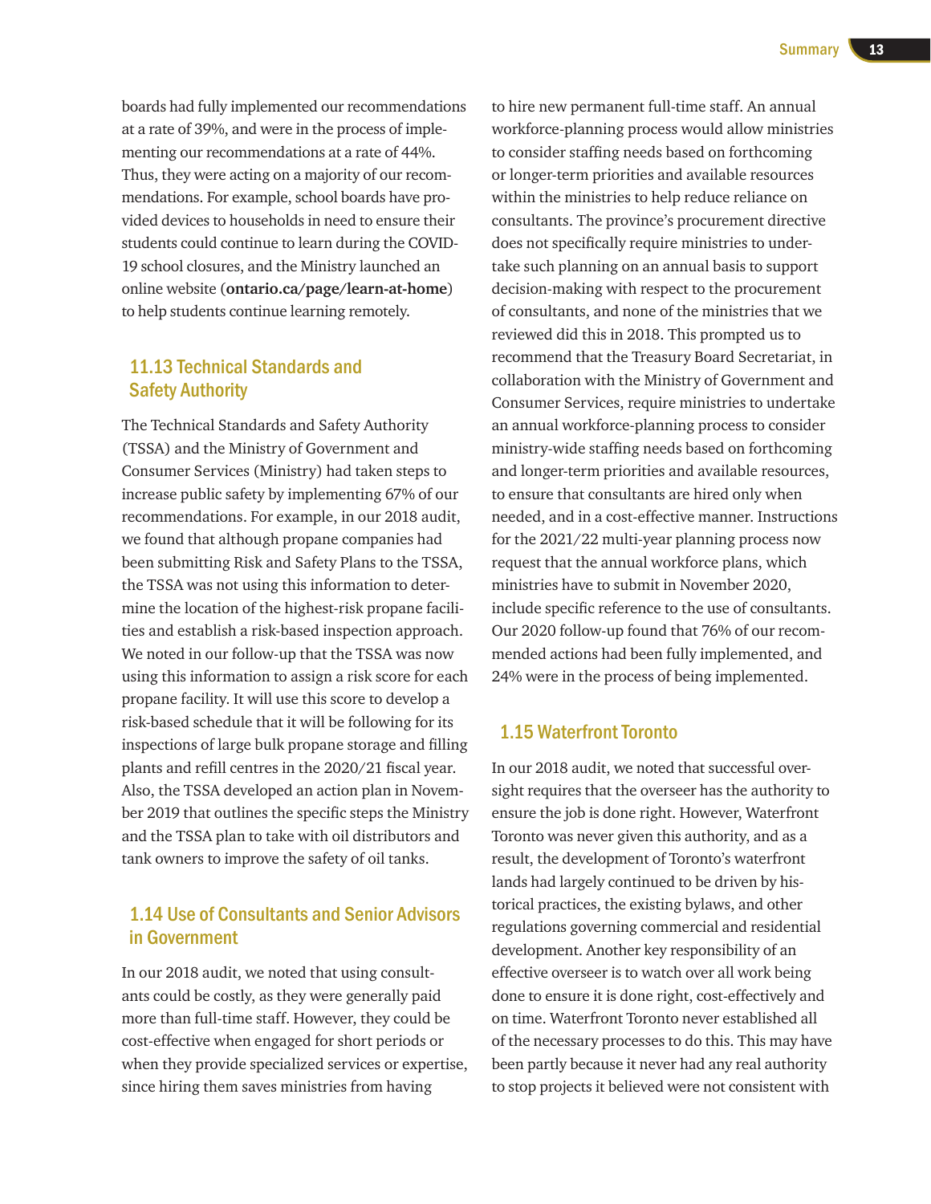boards had fully implemented our recommendations at a rate of 39%, and were in the process of implementing our recommendations at a rate of 44%. Thus, they were acting on a majority of our recommendations. For example, school boards have provided devices to households in need to ensure their students could continue to learn during the COVID-19 school closures, and the Ministry launched an online website (**ontario.ca/page/learn-at-home**) to help students continue learning remotely.

## 11.13 Technical Standards and Safety Authority

The Technical Standards and Safety Authority (TSSA) and the Ministry of Government and Consumer Services (Ministry) had taken steps to increase public safety by implementing 67% of our recommendations. For example, in our 2018 audit, we found that although propane companies had been submitting Risk and Safety Plans to the TSSA, the TSSA was not using this information to determine the location of the highest-risk propane facilities and establish a risk-based inspection approach. We noted in our follow-up that the TSSA was now using this information to assign a risk score for each propane facility. It will use this score to develop a risk-based schedule that it will be following for its inspections of large bulk propane storage and filling plants and refill centres in the 2020/21 fiscal year. Also, the TSSA developed an action plan in November 2019 that outlines the specific steps the Ministry and the TSSA plan to take with oil distributors and tank owners to improve the safety of oil tanks.

## 1.14 Use of Consultants and Senior Advisors in Government

In our 2018 audit, we noted that using consultants could be costly, as they were generally paid more than full-time staff. However, they could be cost-effective when engaged for short periods or when they provide specialized services or expertise, since hiring them saves ministries from having to hire new permanent full-time staff. An annual workforce-planning process would allow ministries to consider staffing needs based on forthcoming or longer-term priorities and available resources within the ministries to help reduce reliance on consultants. The province's procurement directive does not specifically require ministries to undertake such planning on an annual basis to support decision-making with respect to the procurement of consultants, and none of the ministries that we reviewed did this in 2018. This prompted us to recommend that the Treasury Board Secretariat, in collaboration with the Ministry of Government and Consumer Services, require ministries to undertake an annual workforce-planning process to consider ministry-wide staffing needs based on forthcoming and longer-term priorities and available resources, to ensure that consultants are hired only when needed, and in a cost-effective manner. Instructions for the 2021/22 multi-year planning process now request that the annual workforce plans, which ministries have to submit in November 2020, include specific reference to the use of consultants. Our 2020 follow-up found that 76% of our recommended actions had been fully implemented, and 24% were in the process of being implemented.

## 1.15 Waterfront Toronto

In our 2018 audit, we noted that successful oversight requires that the overseer has the authority to ensure the job is done right. However, Waterfront Toronto was never given this authority, and as a result, the development of Toronto's waterfront lands had largely continued to be driven by historical practices, the existing bylaws, and other regulations governing commercial and residential development. Another key responsibility of an effective overseer is to watch over all work being done to ensure it is done right, cost-effectively and on time. Waterfront Toronto never established all of the necessary processes to do this. This may have been partly because it never had any real authority to stop projects it believed were not consistent with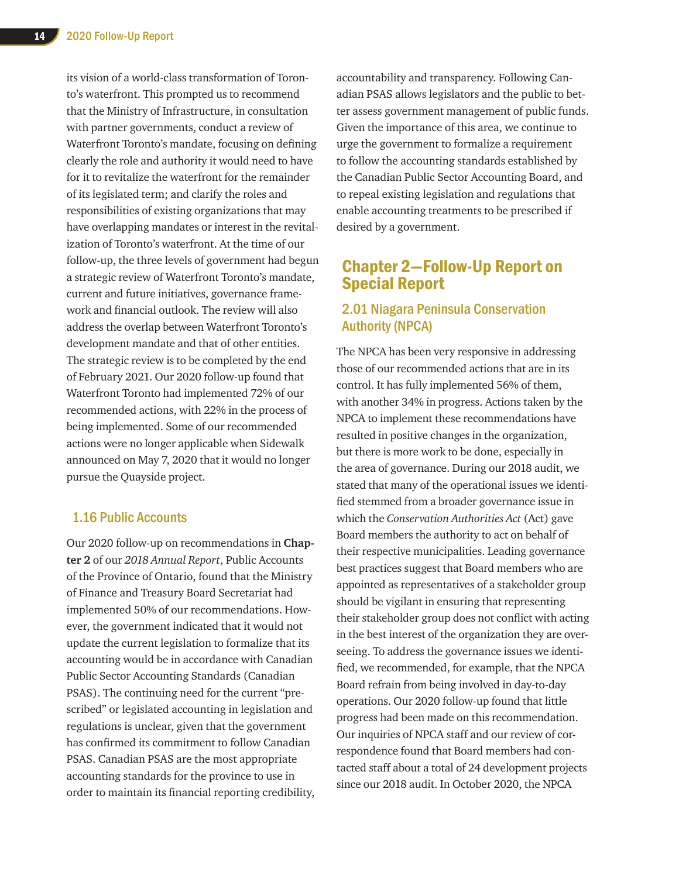its vision of a world-class transformation of Toronto's waterfront. This prompted us to recommend that the Ministry of Infrastructure, in consultation with partner governments, conduct a review of Waterfront Toronto's mandate, focusing on defining clearly the role and authority it would need to have for it to revitalize the waterfront for the remainder of its legislated term; and clarify the roles and responsibilities of existing organizations that may have overlapping mandates or interest in the revitalization of Toronto's waterfront. At the time of our follow-up, the three levels of government had begun a strategic review of Waterfront Toronto's mandate, current and future initiatives, governance framework and financial outlook. The review will also address the overlap between Waterfront Toronto's development mandate and that of other entities. The strategic review is to be completed by the end of February 2021. Our 2020 follow-up found that Waterfront Toronto had implemented 72% of our recommended actions, with 22% in the process of being implemented. Some of our recommended actions were no longer applicable when Sidewalk announced on May 7, 2020 that it would no longer pursue the Quayside project.

### 1.16 Public Accounts

Our 2020 follow-up on recommendations in **Chapter 2** of our *2018 Annual Report*, Public Accounts of the Province of Ontario, found that the Ministry of Finance and Treasury Board Secretariat had implemented 50% of our recommendations. However, the government indicated that it would not update the current legislation to formalize that its accounting would be in accordance with Canadian Public Sector Accounting Standards (Canadian PSAS). The continuing need for the current "prescribed" or legislated accounting in legislation and regulations is unclear, given that the government has confirmed its commitment to follow Canadian PSAS. Canadian PSAS are the most appropriate accounting standards for the province to use in order to maintain its financial reporting credibility, accountability and transparency. Following Canadian PSAS allows legislators and the public to better assess government management of public funds. Given the importance of this area, we continue to urge the government to formalize a requirement to follow the accounting standards established by the Canadian Public Sector Accounting Board, and to repeal existing legislation and regulations that enable accounting treatments to be prescribed if desired by a government.

## Chapter 2—Follow-Up Report on Special Report

### 2.01 Niagara Peninsula Conservation Authority (NPCA)

The NPCA has been very responsive in addressing those of our recommended actions that are in its control. It has fully implemented 56% of them, with another 34% in progress. Actions taken by the NPCA to implement these recommendations have resulted in positive changes in the organization, but there is more work to be done, especially in the area of governance. During our 2018 audit, we stated that many of the operational issues we identified stemmed from a broader governance issue in which the *Conservation Authorities Act* (Act) gave Board members the authority to act on behalf of their respective municipalities. Leading governance best practices suggest that Board members who are appointed as representatives of a stakeholder group should be vigilant in ensuring that representing their stakeholder group does not conflict with acting in the best interest of the organization they are overseeing. To address the governance issues we identified, we recommended, for example, that the NPCA Board refrain from being involved in day-to-day operations. Our 2020 follow-up found that little progress had been made on this recommendation. Our inquiries of NPCA staff and our review of correspondence found that Board members had contacted staff about a total of 24 development projects since our 2018 audit. In October 2020, the NPCA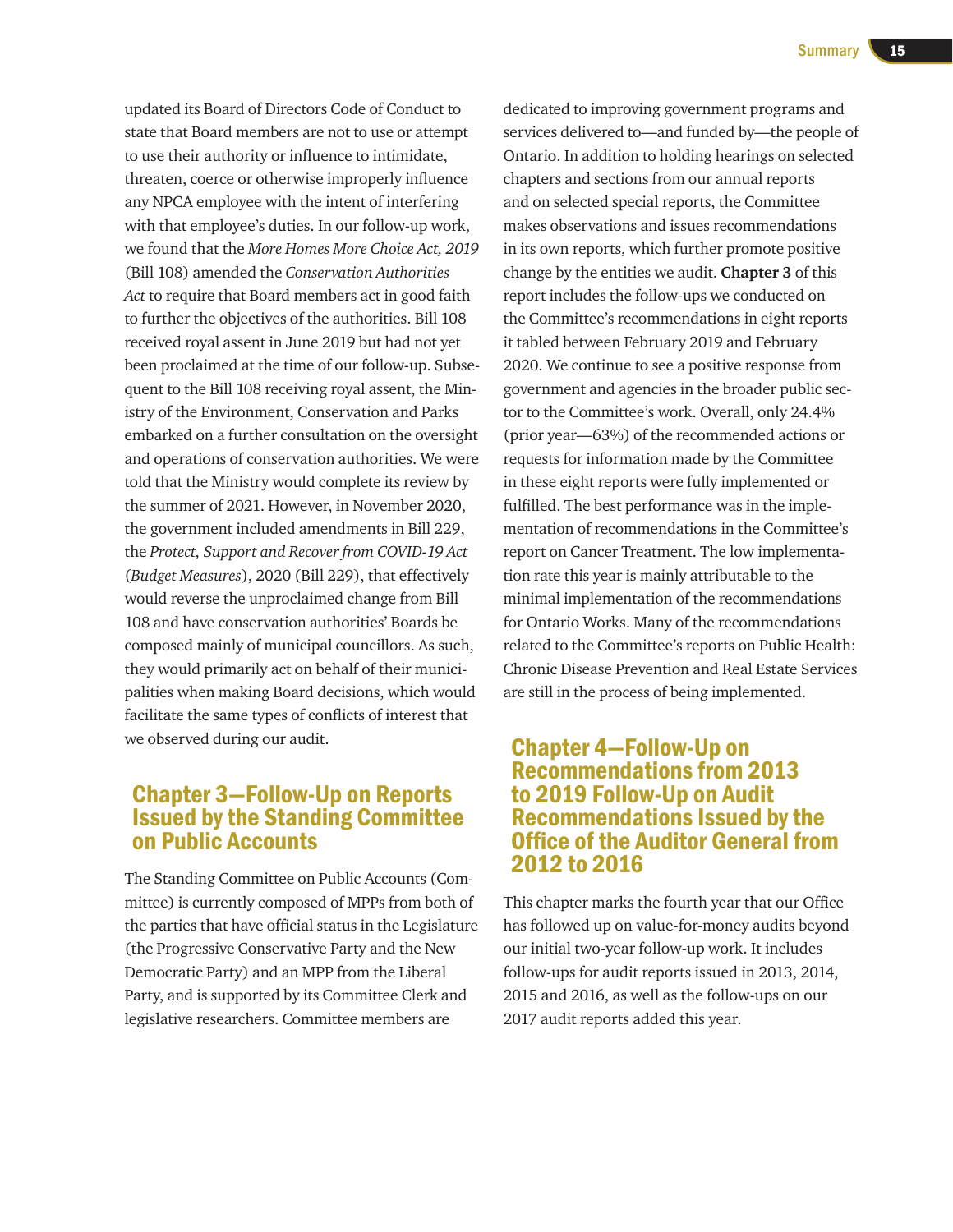updated its Board of Directors Code of Conduct to state that Board members are not to use or attempt to use their authority or influence to intimidate, threaten, coerce or otherwise improperly influence any NPCA employee with the intent of interfering with that employee's duties. In our follow-up work, we found that the *More Homes More Choice Act, 2019* (Bill 108) amended the *Conservation Authorities Act* to require that Board members act in good faith to further the objectives of the authorities. Bill 108 received royal assent in June 2019 but had not yet been proclaimed at the time of our follow-up. Subsequent to the Bill 108 receiving royal assent, the Ministry of the Environment, Conservation and Parks embarked on a further consultation on the oversight and operations of conservation authorities. We were told that the Ministry would complete its review by the summer of 2021. However, in November 2020, the government included amendments in Bill 229, the *Protect, Support and Recover from COVID-19 Act* (*Budget Measures*), 2020 (Bill 229), that effectively would reverse the unproclaimed change from Bill 108 and have conservation authorities' Boards be composed mainly of municipal councillors. As such, they would primarily act on behalf of their municipalities when making Board decisions, which would facilitate the same types of conflicts of interest that we observed during our audit.

## Chapter 3—Follow-Up on Reports Issued by the Standing Committee on Public Accounts

The Standing Committee on Public Accounts (Committee) is currently composed of MPPs from both of the parties that have official status in the Legislature (the Progressive Conservative Party and the New Democratic Party) and an MPP from the Liberal Party, and is supported by its Committee Clerk and legislative researchers. Committee members are dedicated to improving government programs and services delivered to—and funded by—the people of Ontario. In addition to holding hearings on selected chapters and sections from our annual reports and on selected special reports, the Committee makes observations and issues recommendations in its own reports, which further promote positive change by the entities we audit. **Chapter 3** of this report includes the follow-ups we conducted on the Committee's recommendations in eight reports it tabled between February 2019 and February 2020. We continue to see a positive response from government and agencies in the broader public sector to the Committee's work. Overall, only 24.4% (prior year—63%) of the recommended actions or requests for information made by the Committee in these eight reports were fully implemented or fulfilled. The best performance was in the implementation of recommendations in the Committee's report on Cancer Treatment. The low implementation rate this year is mainly attributable to the minimal implementation of the recommendations for Ontario Works. Many of the recommendations related to the Committee's reports on Public Health: Chronic Disease Prevention and Real Estate Services are still in the process of being implemented.

## Chapter 4—Follow-Up on Recommendations from 2013 to 2019 Follow-Up on Audit Recommendations Issued by the Office of the Auditor General from 2012 to 2016

This chapter marks the fourth year that our Office has followed up on value-for-money audits beyond our initial two-year follow-up work. It includes follow-ups for audit reports issued in 2013, 2014, 2015 and 2016, as well as the follow-ups on our 2017 audit reports added this year.